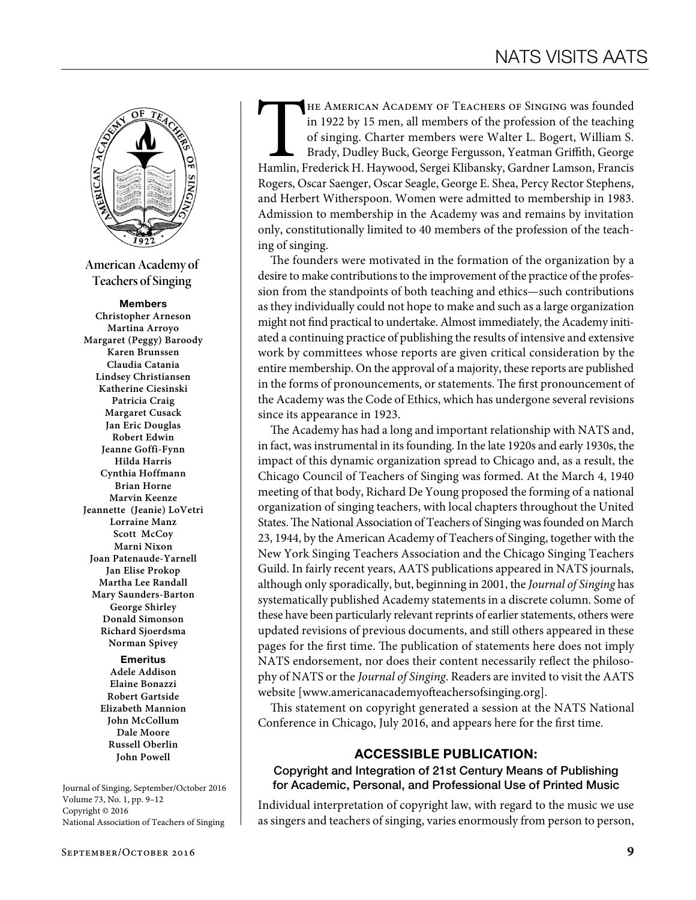# NATS VISITS AATS

American Academy of Teachers of Singing

**Members**

Christopher Arneson
Martina Arroyo
Margaret (Peggy) Baroody
Karen Brunssen
Claudia Catania
Lindsey Christiansen
Katherine Ciesinski
Patricia Craig
Margaret Cusack
Jan Eric Douglas
Robert Edwin
Jeanne Goffi-Fynn
Hilda Harris
Cynthia Hoffmann
Brian Horne
Marvin Keenze
Jeannette (Jeanie) LoVetri
Lorraine Manz
Scott McCoy
Marni Nixon
Joan Patenaude-Yarnell
Jan Elise Prokop
Martha Lee Randall
Mary Saunders-Barton
George Shirley
Donald Simonson
Richard Sjoerdsma
Norman Spivey

**Emeritus**

Adele Addison
Elaine Bonazzi
Robert Gartside
Elizabeth Mannion
John McCollum
Dale Moore
Russell Oberlin
John Powell

Journal of Singing, September/October 2016
Volume 73, No. 1, pp. 9–12
Copyright © 2016
National Association of Teachers of Singing

The American Academy of Teachers of Singing was founded in 1922 by 15 men, all members of the profession of the teaching of singing. Charter members were Walter L. Bogert, William S. Brady, Dudley Buck, George Fergusson, Yeatman Griffith, George Hamlin, Frederick H. Haywood, Sergei Klibansky, Gardner Lamson, Francis Rogers, Oscar Saenger, Oscar Seagle, George E. Shea, Percy Rector Stephens, and Herbert Witherspoon. Women were admitted to membership in 1983. Admission to membership in the Academy was and remains by invitation only, constitutionally limited to 40 members of the profession of the teaching of singing.

The founders were motivated in the formation of the organization by a desire to make contributions to the improvement of the practice of the profession from the standpoints of both teaching and ethics—such contributions as they individually could not hope to make and such as a large organization might not find practical to undertake. Almost immediately, the Academy initiated a continuing practice of publishing the results of intensive and extensive work by committees whose reports are given critical consideration by the entire membership. On the approval of a majority, these reports are published in the forms of pronouncements, or statements. The first pronouncement of the Academy was the Code of Ethics, which has undergone several revisions since its appearance in 1923.

The Academy has had a long and important relationship with NATS and, in fact, was instrumental in its founding. In the late 1920s and early 1930s, the impact of this dynamic organization spread to Chicago and, as a result, the Chicago Council of Teachers of Singing was formed. At the March 4, 1940 meeting of that body, Richard De Young proposed the forming of a national organization of singing teachers, with local chapters throughout the United States. The National Association of Teachers of Singing was founded on March 23, 1944, by the American Academy of Teachers of Singing, together with the New York Singing Teachers Association and the Chicago Singing Teachers Guild. In fairly recent years, AATS publications appeared in NATS journals, although only sporadically, but, beginning in 2001, the *Journal of Singing* has systematically published Academy statements in a discrete column. Some of these have been particularly relevant reprints of earlier statements, others were updated revisions of previous documents, and still others appeared in these pages for the first time. The publication of statements here does not imply NATS endorsement, nor does their content necessarily reflect the philosophy of NATS or the *Journal of Singing*. Readers are invited to visit the AATS website [www.americanacademyofteachersofsinging.org].

This statement on copyright generated a session at the NATS National Conference in Chicago, July 2016, and appears here for the first time.

## ACCESSIBLE PUBLICATION:

### Copyright and Integration of 21st Century Means of Publishing for Academic, Personal, and Professional Use of Printed Music

Individual interpretation of copyright law, with regard to the music we use as singers and teachers of singing, varies enormously from person to person,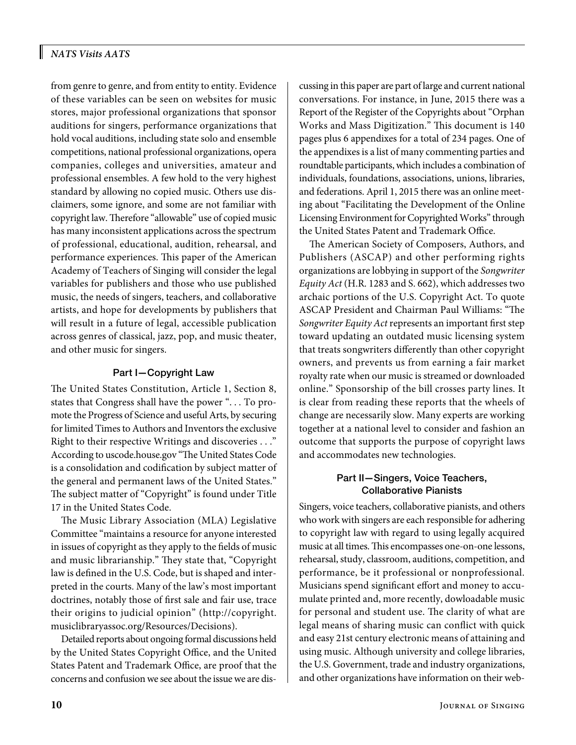from genre to genre, and from entity to entity. Evidence of these variables can be seen on websites for music stores, major professional organizations that sponsor auditions for singers, performance organizations that hold vocal auditions, including state solo and ensemble competitions, national professional organizations, opera companies, colleges and universities, amateur and professional ensembles. A few hold to the very highest standard by allowing no copied music. Others use disclaimers, some ignore, and some are not familiar with copyright law. Therefore "allowable" use of copied music has many inconsistent applications across the spectrum of professional, educational, audition, rehearsal, and performance experiences. This paper of the American Academy of Teachers of Singing will consider the legal variables for publishers and those who use published music, the needs of singers, teachers, and collaborative artists, and hope for developments by publishers that will result in a future of legal, accessible publication across genres of classical, jazz, pop, and music theater, and other music for singers.

### Part I—Copyright Law

The United States Constitution, Article 1, Section 8, states that Congress shall have the power ". . . To promote the Progress of Science and useful Arts, by securing for limited Times to Authors and Inventors the exclusive Right to their respective Writings and discoveries . . ." According to uscode.house.gov "The United States Code is a consolidation and codification by subject matter of the general and permanent laws of the United States." The subject matter of "Copyright" is found under Title 17 in the United States Code.

The Music Library Association (MLA) Legislative Committee "maintains a resource for anyone interested in issues of copyright as they apply to the fields of music and music librarianship." They state that, "Copyright law is defined in the U.S. Code, but is shaped and interpreted in the courts. Many of the law's most important doctrines, notably those of first sale and fair use, trace their origins to judicial opinion" (http://copyright.musiclibraryassoc.org/Resources/Decisions).

Detailed reports about ongoing formal discussions held by the United States Copyright Office, and the United States Patent and Trademark Office, are proof that the concerns and confusion we see about the issue we are discussing in this paper are part of large and current national conversations. For instance, in June, 2015 there was a Report of the Register of the Copyrights about "Orphan Works and Mass Digitization." This document is 140 pages plus 6 appendixes for a total of 234 pages. One of the appendixes is a list of many commenting parties and roundtable participants, which includes a combination of individuals, foundations, associations, unions, libraries, and federations. April 1, 2015 there was an online meeting about "Facilitating the Development of the Online Licensing Environment for Copyrighted Works" through the United States Patent and Trademark Office.

The American Society of Composers, Authors, and Publishers (ASCAP) and other performing rights organizations are lobbying in support of the *Songwriter Equity Act* (H.R. 1283 and S. 662), which addresses two archaic portions of the U.S. Copyright Act. To quote ASCAP President and Chairman Paul Williams: "The *Songwriter Equity Act* represents an important first step toward updating an outdated music licensing system that treats songwriters differently than other copyright owners, and prevents us from earning a fair market royalty rate when our music is streamed or downloaded online." Sponsorship of the bill crosses party lines. It is clear from reading these reports that the wheels of change are necessarily slow. Many experts are working together at a national level to consider and fashion an outcome that supports the purpose of copyright laws and accommodates new technologies.

### Part II—Singers, Voice Teachers, Collaborative Pianists

Singers, voice teachers, collaborative pianists, and others who work with singers are each responsible for adhering to copyright law with regard to using legally acquired music at all times. This encompasses one-on-one lessons, rehearsal, study, classroom, auditions, competition, and performance, be it professional or nonprofessional. Musicians spend significant effort and money to accumulate printed and, more recently, dowloadable music for personal and student use. The clarity of what are legal means of sharing music can conflict with quick and easy 21st century electronic means of attaining and using music. Although university and college libraries, the U.S. Government, trade and industry organizations, and other organizations have information on their web-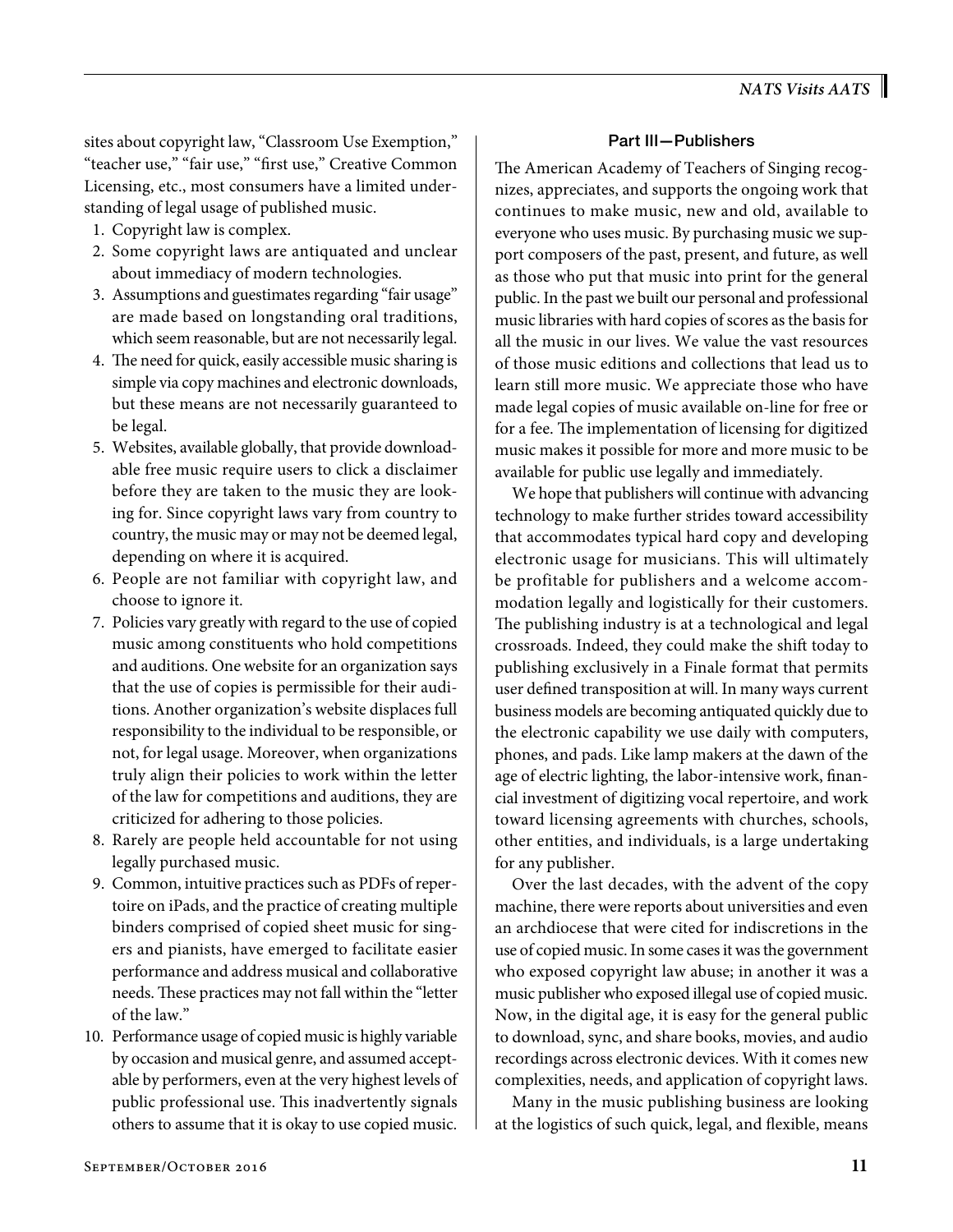sites about copyright law, "Classroom Use Exemption," "teacher use," "fair use," "first use," Creative Common Licensing, etc., most consumers have a limited understanding of legal usage of published music.

1. Copyright law is complex.
2. Some copyright laws are antiquated and unclear about immediacy of modern technologies.
3. Assumptions and guestimates regarding "fair usage" are made based on longstanding oral traditions, which seem reasonable, but are not necessarily legal.
4. The need for quick, easily accessible music sharing is simple via copy machines and electronic downloads, but these means are not necessarily guaranteed to be legal.
5. Websites, available globally, that provide downloadable free music require users to click a disclaimer before they are taken to the music they are looking for. Since copyright laws vary from country to country, the music may or may not be deemed legal, depending on where it is acquired.
6. People are not familiar with copyright law, and choose to ignore it.
7. Policies vary greatly with regard to the use of copied music among constituents who hold competitions and auditions. One website for an organization says that the use of copies is permissible for their auditions. Another organization's website displaces full responsibility to the individual to be responsible, or not, for legal usage. Moreover, when organizations truly align their policies to work within the letter of the law for competitions and auditions, they are criticized for adhering to those policies.
8. Rarely are people held accountable for not using legally purchased music.
9. Common, intuitive practices such as PDFs of repertoire on iPads, and the practice of creating multiple binders comprised of copied sheet music for singers and pianists, have emerged to facilitate easier performance and address musical and collaborative needs. These practices may not fall within the "letter of the law."
10. Performance usage of copied music is highly variable by occasion and musical genre, and assumed acceptable by performers, even at the very highest levels of public professional use. This inadvertently signals others to assume that it is okay to use copied music.

## Part III—Publishers

The American Academy of Teachers of Singing recognizes, appreciates, and supports the ongoing work that continues to make music, new and old, available to everyone who uses music. By purchasing music we support composers of the past, present, and future, as well as those who put that music into print for the general public. In the past we built our personal and professional music libraries with hard copies of scores as the basis for all the music in our lives. We value the vast resources of those music editions and collections that lead us to learn still more music. We appreciate those who have made legal copies of music available on-line for free or for a fee. The implementation of licensing for digitized music makes it possible for more and more music to be available for public use legally and immediately.

We hope that publishers will continue with advancing technology to make further strides toward accessibility that accommodates typical hard copy and developing electronic usage for musicians. This will ultimately be profitable for publishers and a welcome accommodation legally and logistically for their customers. The publishing industry is at a technological and legal crossroads. Indeed, they could make the shift today to publishing exclusively in a Finale format that permits user defined transposition at will. In many ways current business models are becoming antiquated quickly due to the electronic capability we use daily with computers, phones, and pads. Like lamp makers at the dawn of the age of electric lighting, the labor-intensive work, financial investment of digitizing vocal repertoire, and work toward licensing agreements with churches, schools, other entities, and individuals, is a large undertaking for any publisher.

Over the last decades, with the advent of the copy machine, there were reports about universities and even an archdiocese that were cited for indiscretions in the use of copied music. In some cases it was the government who exposed copyright law abuse; in another it was a music publisher who exposed illegal use of copied music. Now, in the digital age, it is easy for the general public to download, sync, and share books, movies, and audio recordings across electronic devices. With it comes new complexities, needs, and application of copyright laws.

Many in the music publishing business are looking at the logistics of such quick, legal, and flexible, means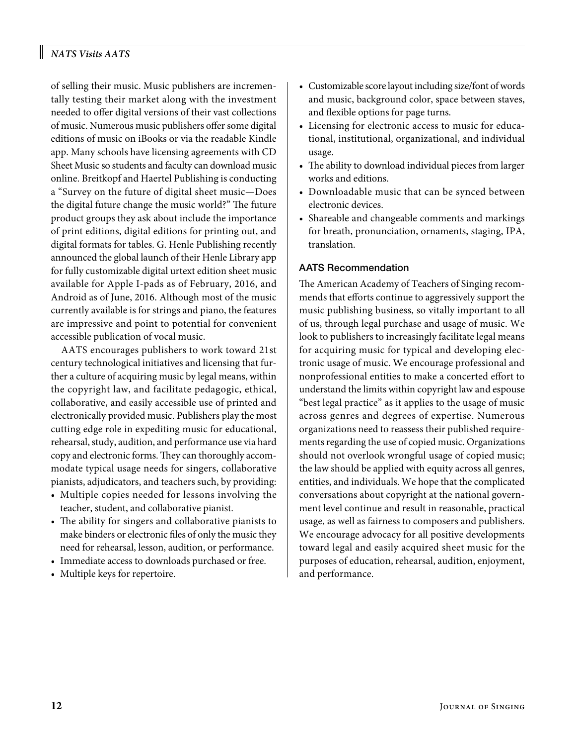of selling their music. Music publishers are incrementally testing their market along with the investment needed to offer digital versions of their vast collections of music. Numerous music publishers offer some digital editions of music on iBooks or via the readable Kindle app. Many schools have licensing agreements with CD Sheet Music so students and faculty can download music online. Breitkopf and Haertel Publishing is conducting a "Survey on the future of digital sheet music—Does the digital future change the music world?" The future product groups they ask about include the importance of print editions, digital editions for printing out, and digital formats for tables. G. Henle Publishing recently announced the global launch of their Henle Library app for fully customizable digital urtext edition sheet music available for Apple I-pads as of February, 2016, and Android as of June, 2016. Although most of the music currently available is for strings and piano, the features are impressive and point to potential for convenient accessible publication of vocal music.

AATS encourages publishers to work toward 21st century technological initiatives and licensing that further a culture of acquiring music by legal means, within the copyright law, and facilitate pedagogic, ethical, collaborative, and easily accessible use of printed and electronically provided music. Publishers play the most cutting edge role in expediting music for educational, rehearsal, study, audition, and performance use via hard copy and electronic forms. They can thoroughly accommodate typical usage needs for singers, collaborative pianists, adjudicators, and teachers such, by providing:

- Multiple copies needed for lessons involving the teacher, student, and collaborative pianist.
- The ability for singers and collaborative pianists to make binders or electronic files of only the music they need for rehearsal, lesson, audition, or performance.
- Immediate access to downloads purchased or free.
- Multiple keys for repertoire.
- Customizable score layout including size/font of words and music, background color, space between staves, and flexible options for page turns.
- Licensing for electronic access to music for educational, institutional, organizational, and individual usage.
- The ability to download individual pieces from larger works and editions.
- Downloadable music that can be synced between electronic devices.
- Shareable and changeable comments and markings for breath, pronunciation, ornaments, staging, IPA, translation.

### AATS Recommendation

The American Academy of Teachers of Singing recommends that efforts continue to aggressively support the music publishing business, so vitally important to all of us, through legal purchase and usage of music. We look to publishers to increasingly facilitate legal means for acquiring music for typical and developing electronic usage of music. We encourage professional and nonprofessional entities to make a concerted effort to understand the limits within copyright law and espouse "best legal practice" as it applies to the usage of music across genres and degrees of expertise. Numerous organizations need to reassess their published requirements regarding the use of copied music. Organizations should not overlook wrongful usage of copied music; the law should be applied with equity across all genres, entities, and individuals. We hope that the complicated conversations about copyright at the national government level continue and result in reasonable, practical usage, as well as fairness to composers and publishers. We encourage advocacy for all positive developments toward legal and easily acquired sheet music for the purposes of education, rehearsal, audition, enjoyment, and performance.